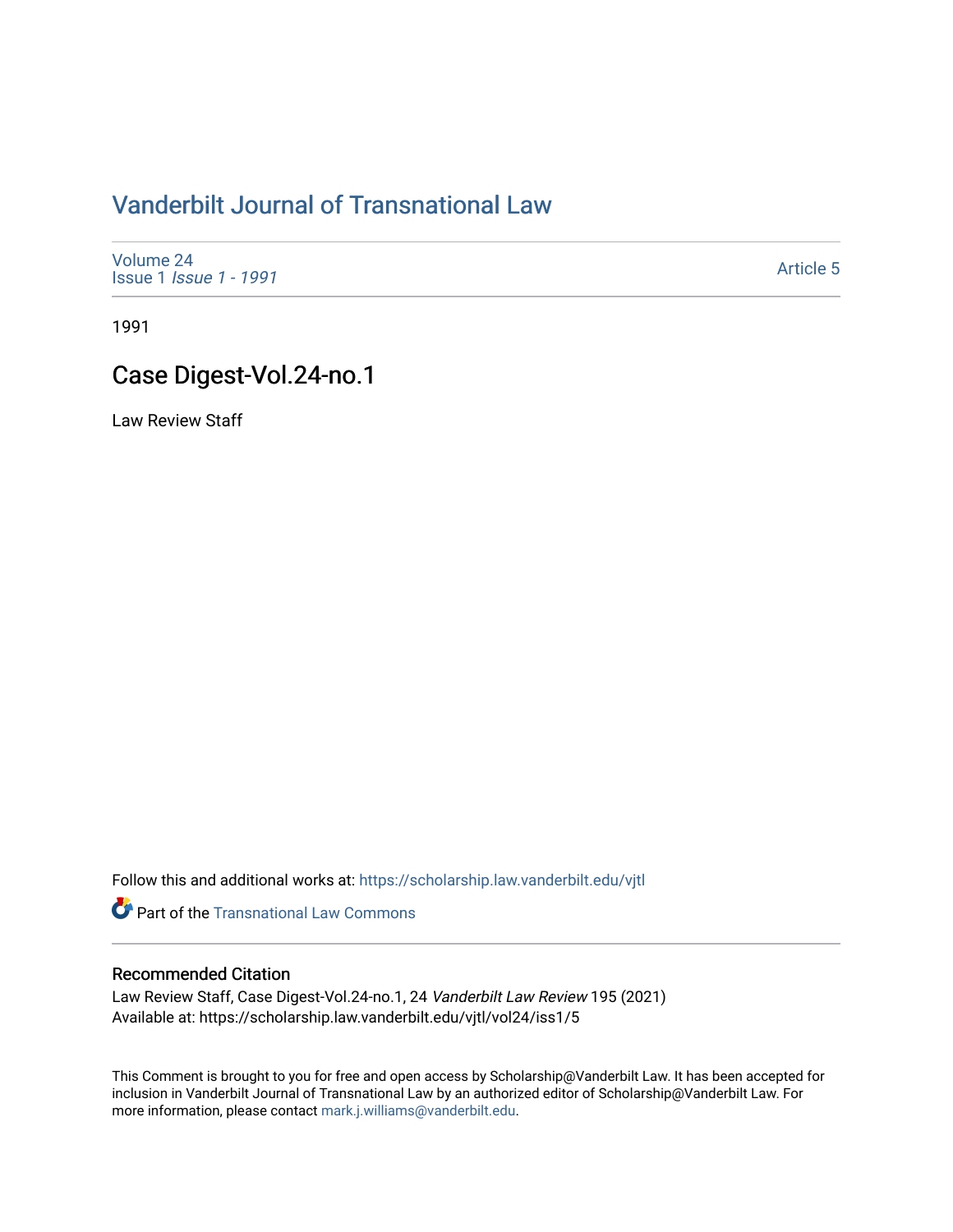# Vanderbilt Journal of Transnational Law

Volume 24
Issue 1 *Issue 1 - 1991*

Article 5

1991

## Case Digest-Vol.24-no.1

Law Review Staff

Follow this and additional works at: https://scholarship.law.vanderbilt.edu/vjtl

Part of the Transnational Law Commons

### Recommended Citation

Law Review Staff, Case Digest-Vol.24-no.1, 24 *Vanderbilt Law Review* 195 (2021)
Available at: https://scholarship.law.vanderbilt.edu/vjtl/vol24/iss1/5

This Comment is brought to you for free and open access by Scholarship@Vanderbilt Law. It has been accepted for inclusion in Vanderbilt Journal of Transnational Law by an authorized editor of Scholarship@Vanderbilt Law. For more information, please contact mark.j.williams@vanderbilt.edu.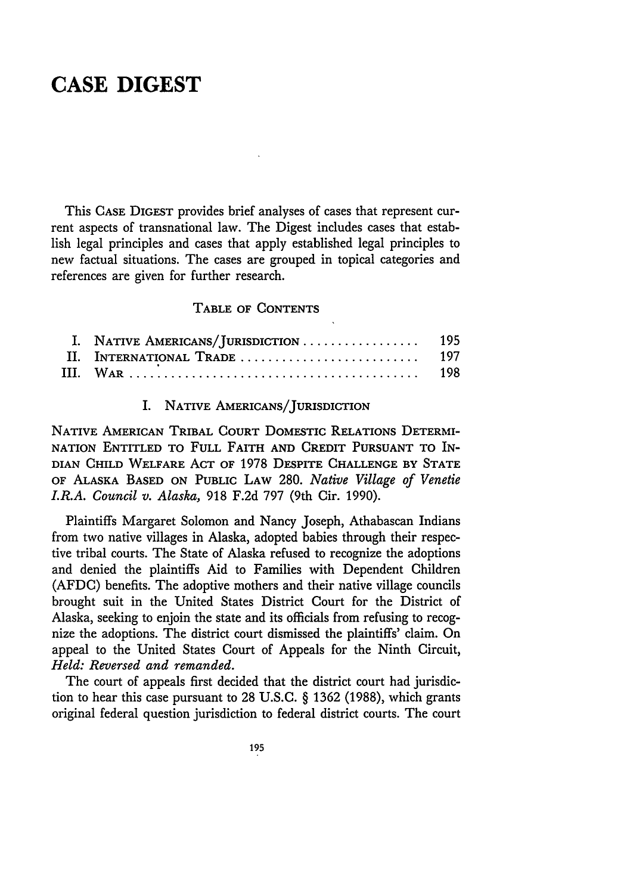# CASE DIGEST

This CASE DIGEST provides brief analyses of cases that represent current aspects of transnational law. The Digest includes cases that establish legal principles and cases that apply established legal principles to new factual situations. The cases are grouped in topical categories and references are given for further research.

## TABLE OF CONTENTS

| | | |
|---|---|---|
| I. | NATIVE AMERICANS/JURISDICTION | 195 |
| II. | INTERNATIONAL TRADE | 197 |
| III. | WAR | 198 |

## I. NATIVE AMERICANS/JURISDICTION

NATIVE AMERICAN TRIBAL COURT DOMESTIC RELATIONS DETERMINATION ENTITLED TO FULL FAITH AND CREDIT PURSUANT TO INDIAN CHILD WELFARE ACT OF 1978 DESPITE CHALLENGE BY STATE OF ALASKA BASED ON PUBLIC LAW 280. *Native Village of Venetie I.R.A. Council v. Alaska,* 918 F.2d 797 (9th Cir. 1990).

Plaintiffs Margaret Solomon and Nancy Joseph, Athabascan Indians from two native villages in Alaska, adopted babies through their respective tribal courts. The State of Alaska refused to recognize the adoptions and denied the plaintiffs Aid to Families with Dependent Children (AFDC) benefits. The adoptive mothers and their native village councils brought suit in the United States District Court for the District of Alaska, seeking to enjoin the state and its officials from refusing to recognize the adoptions. The district court dismissed the plaintiffs' claim. On appeal to the United States Court of Appeals for the Ninth Circuit, *Held: Reversed and remanded.*

The court of appeals first decided that the district court had jurisdiction to hear this case pursuant to 28 U.S.C. § 1362 (1988), which grants original federal question jurisdiction to federal district courts. The court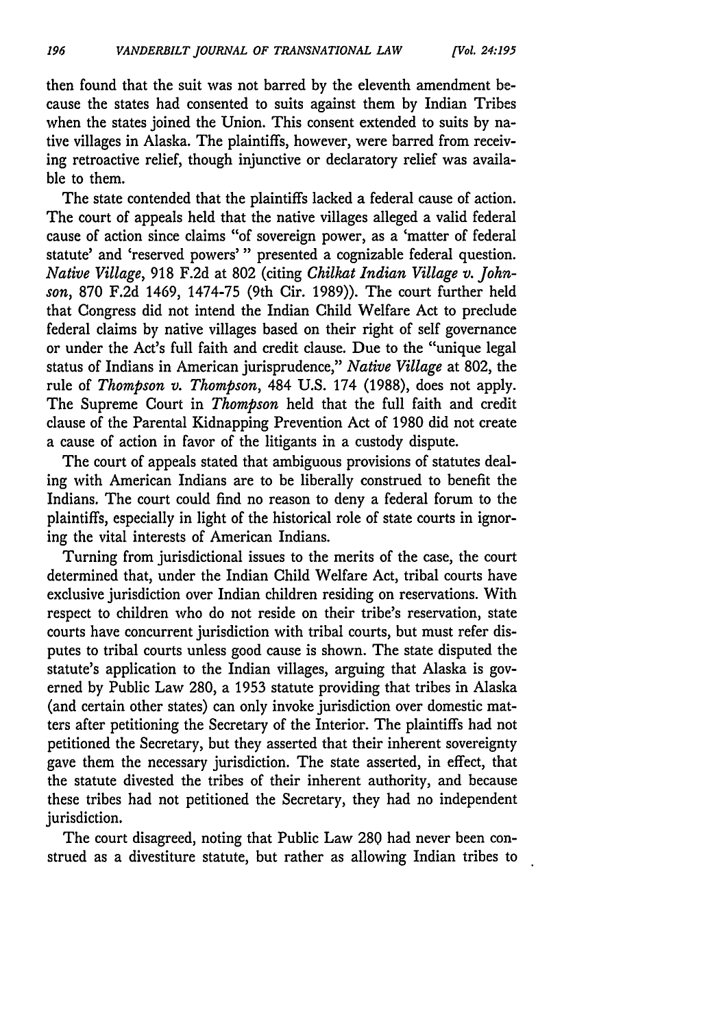then found that the suit was not barred by the eleventh amendment because the states had consented to suits against them by Indian Tribes when the states joined the Union. This consent extended to suits by native villages in Alaska. The plaintiffs, however, were barred from receiving retroactive relief, though injunctive or declaratory relief was available to them.

The state contended that the plaintiffs lacked a federal cause of action. The court of appeals held that the native villages alleged a valid federal cause of action since claims "of sovereign power, as a 'matter of federal statute' and 'reserved powers' " presented a cognizable federal question. *Native Village*, 918 F.2d at 802 (citing *Chilkat Indian Village v. Johnson*, 870 F.2d 1469, 1474-75 (9th Cir. 1989)). The court further held that Congress did not intend the Indian Child Welfare Act to preclude federal claims by native villages based on their right of self governance or under the Act's full faith and credit clause. Due to the "unique legal status of Indians in American jurisprudence," *Native Village* at 802, the rule of *Thompson v. Thompson*, 484 U.S. 174 (1988), does not apply. The Supreme Court in *Thompson* held that the full faith and credit clause of the Parental Kidnapping Prevention Act of 1980 did not create a cause of action in favor of the litigants in a custody dispute.

The court of appeals stated that ambiguous provisions of statutes dealing with American Indians are to be liberally construed to benefit the Indians. The court could find no reason to deny a federal forum to the plaintiffs, especially in light of the historical role of state courts in ignoring the vital interests of American Indians.

Turning from jurisdictional issues to the merits of the case, the court determined that, under the Indian Child Welfare Act, tribal courts have exclusive jurisdiction over Indian children residing on reservations. With respect to children who do not reside on their tribe's reservation, state courts have concurrent jurisdiction with tribal courts, but must refer disputes to tribal courts unless good cause is shown. The state disputed the statute's application to the Indian villages, arguing that Alaska is governed by Public Law 280, a 1953 statute providing that tribes in Alaska (and certain other states) can only invoke jurisdiction over domestic matters after petitioning the Secretary of the Interior. The plaintiffs had not petitioned the Secretary, but they asserted that their inherent sovereignty gave them the necessary jurisdiction. The state asserted, in effect, that the statute divested the tribes of their inherent authority, and because these tribes had not petitioned the Secretary, they had no independent jurisdiction.

The court disagreed, noting that Public Law 280 had never been construed as a divestiture statute, but rather as allowing Indian tribes to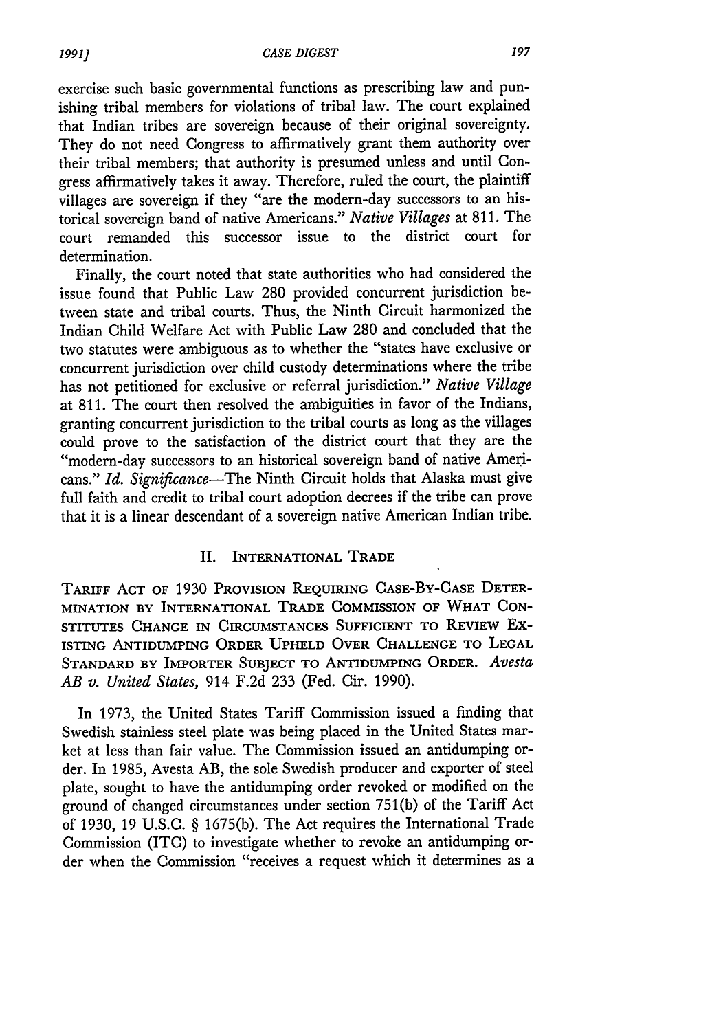exercise such basic governmental functions as prescribing law and punishing tribal members for violations of tribal law. The court explained that Indian tribes are sovereign because of their original sovereignty. They do not need Congress to affirmatively grant them authority over their tribal members; that authority is presumed unless and until Congress affirmatively takes it away. Therefore, ruled the court, the plaintiff villages are sovereign if they "are the modern-day successors to an historical sovereign band of native Americans." *Native Villages* at 811. The court remanded this successor issue to the district court for determination.

Finally, the court noted that state authorities who had considered the issue found that Public Law 280 provided concurrent jurisdiction between state and tribal courts. Thus, the Ninth Circuit harmonized the Indian Child Welfare Act with Public Law 280 and concluded that the two statutes were ambiguous as to whether the "states have exclusive or concurrent jurisdiction over child custody determinations where the tribe has not petitioned for exclusive or referral jurisdiction." *Native Village* at 811. The court then resolved the ambiguities in favor of the Indians, granting concurrent jurisdiction to the tribal courts as long as the villages could prove to the satisfaction of the district court that they are the "modern-day successors to an historical sovereign band of native Americans." *Id. Significance*—The Ninth Circuit holds that Alaska must give full faith and credit to tribal court adoption decrees if the tribe can prove that it is a linear descendant of a sovereign native American Indian tribe.

## II. International Trade

TARIFF ACT OF 1930 PROVISION REQUIRING CASE-BY-CASE DETERMINATION BY INTERNATIONAL TRADE COMMISSION OF WHAT CONSTITUTES CHANGE IN CIRCUMSTANCES SUFFICIENT TO REVIEW EXISTING ANTIDUMPING ORDER UPHELD OVER CHALLENGE TO LEGAL STANDARD BY IMPORTER SUBJECT TO ANTIDUMPING ORDER. *Avesta AB v. United States,* 914 F.2d 233 (Fed. Cir. 1990).

In 1973, the United States Tariff Commission issued a finding that Swedish stainless steel plate was being placed in the United States market at less than fair value. The Commission issued an antidumping order. In 1985, Avesta AB, the sole Swedish producer and exporter of steel plate, sought to have the antidumping order revoked or modified on the ground of changed circumstances under section 751(b) of the Tariff Act of 1930, 19 U.S.C. § 1675(b). The Act requires the International Trade Commission (ITC) to investigate whether to revoke an antidumping order when the Commission "receives a request which it determines as a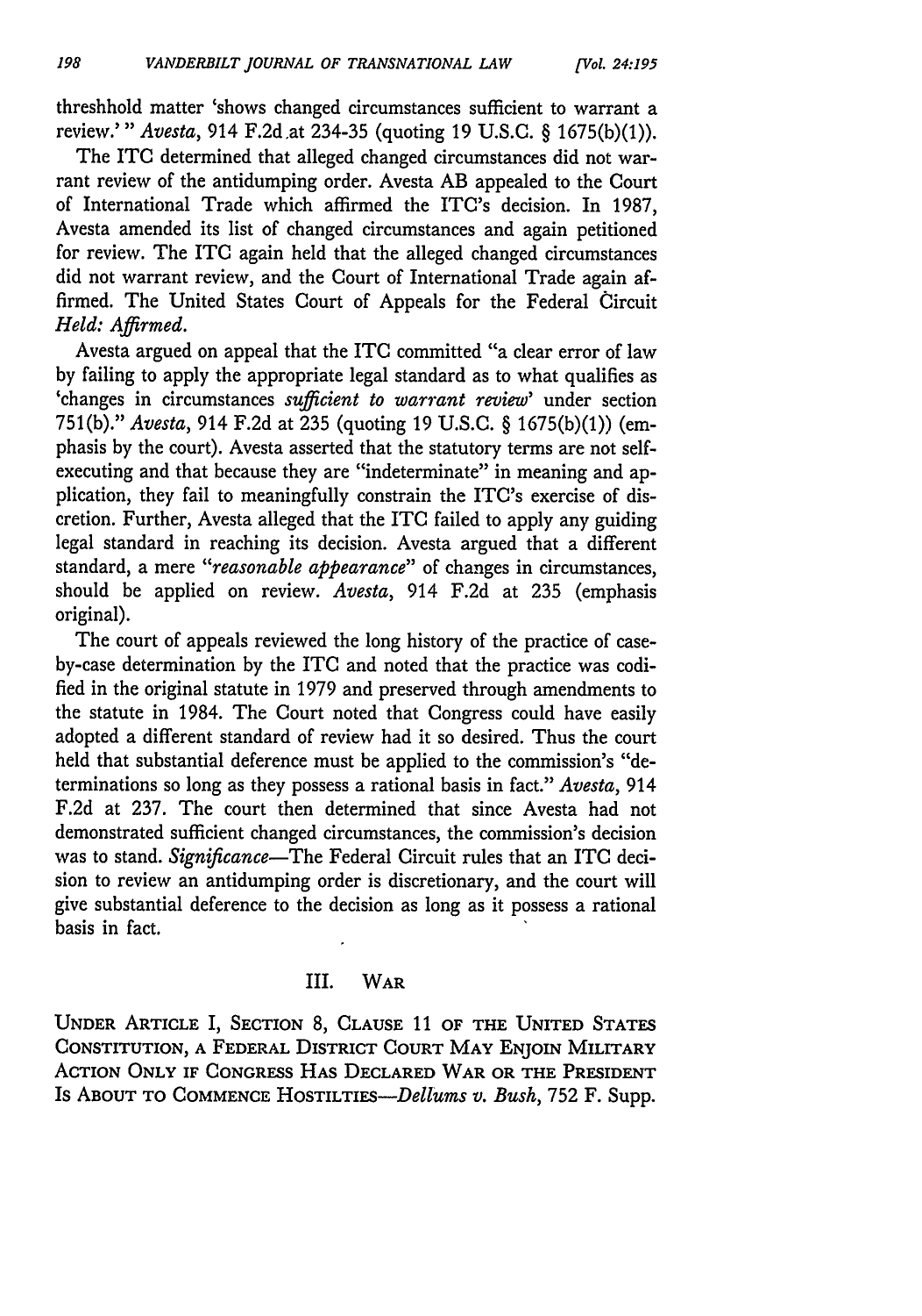threshhold matter 'shows changed circumstances sufficient to warrant a review.'" *Avesta*, 914 F.2d at 234-35 (quoting 19 U.S.C. § 1675(b)(1)).

The ITC determined that alleged changed circumstances did not warrant review of the antidumping order. Avesta AB appealed to the Court of International Trade which affirmed the ITC's decision. In 1987, Avesta amended its list of changed circumstances and again petitioned for review. The ITC again held that the alleged changed circumstances did not warrant review, and the Court of International Trade again affirmed. The United States Court of Appeals for the Federal Circuit *Held: Affirmed.*

Avesta argued on appeal that the ITC committed "a clear error of law by failing to apply the appropriate legal standard as to what qualifies as 'changes in circumstances *sufficient to warrant review*' under section 751(b)." *Avesta*, 914 F.2d at 235 (quoting 19 U.S.C. § 1675(b)(1)) (emphasis by the court). Avesta asserted that the statutory terms are not self-executing and that because they are "indeterminate" in meaning and application, they fail to meaningfully constrain the ITC's exercise of discretion. Further, Avesta alleged that the ITC failed to apply any guiding legal standard in reaching its decision. Avesta argued that a different standard, a mere "*reasonable appearance*" of changes in circumstances, should be applied on review. *Avesta*, 914 F.2d at 235 (emphasis original).

The court of appeals reviewed the long history of the practice of case-by-case determination by the ITC and noted that the practice was codified in the original statute in 1979 and preserved through amendments to the statute in 1984. The Court noted that Congress could have easily adopted a different standard of review had it so desired. Thus the court held that substantial deference must be applied to the commission's "determinations so long as they possess a rational basis in fact." *Avesta*, 914 F.2d at 237. The court then determined that since Avesta had not demonstrated sufficient changed circumstances, the commission's decision was to stand. *Significance*—The Federal Circuit rules that an ITC decision to review an antidumping order is discretionary, and the court will give substantial deference to the decision as long as it possess a rational basis in fact.

## III. War

UNDER ARTICLE I, SECTION 8, CLAUSE 11 OF THE UNITED STATES CONSTITUTION, A FEDERAL DISTRICT COURT MAY ENJOIN MILITARY ACTION ONLY IF CONGRESS HAS DECLARED WAR OR THE PRESIDENT IS ABOUT TO COMMENCE HOSTILITIES—*Dellums v. Bush*, 752 F. Supp.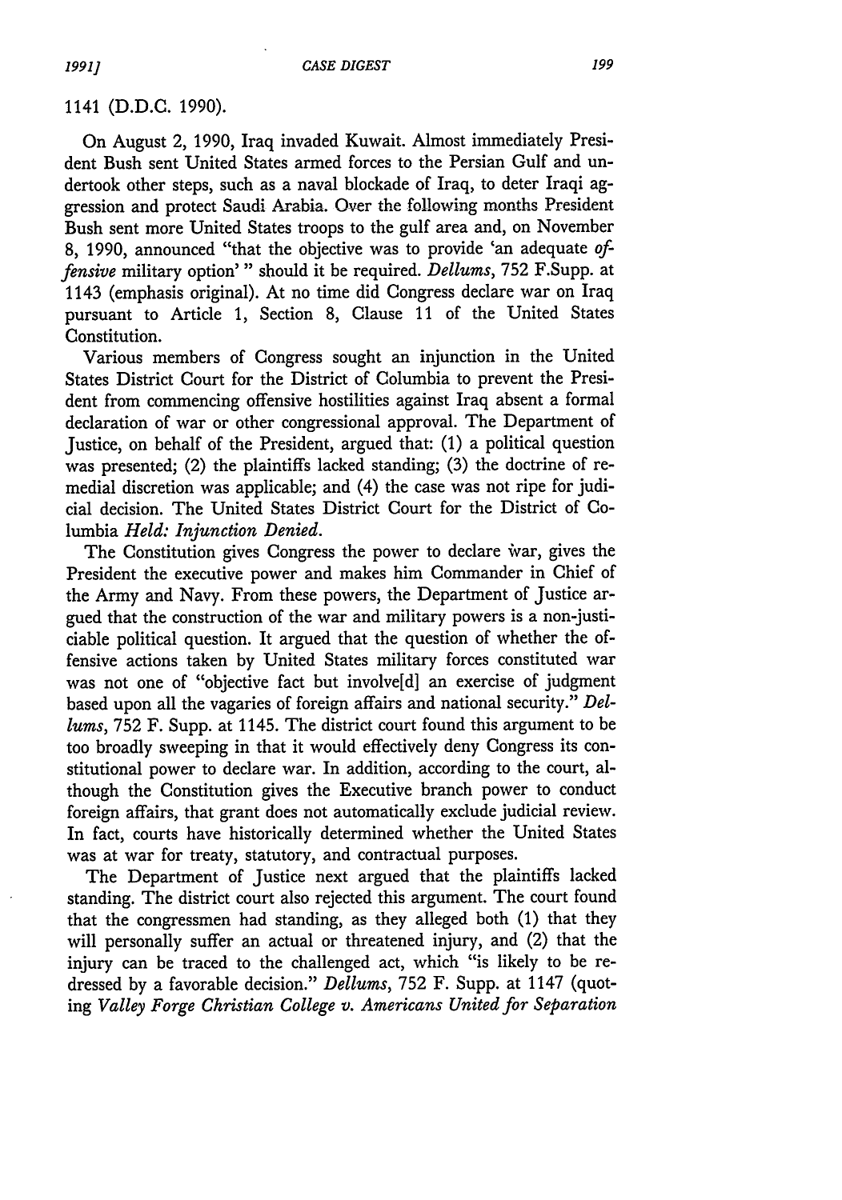1141 (D.D.C. 1990).

On August 2, 1990, Iraq invaded Kuwait. Almost immediately President Bush sent United States armed forces to the Persian Gulf and undertook other steps, such as a naval blockade of Iraq, to deter Iraqi aggression and protect Saudi Arabia. Over the following months President Bush sent more United States troops to the gulf area and, on November 8, 1990, announced "that the objective was to provide 'an adequate *offensive* military option'" should it be required. *Dellums*, 752 F.Supp. at 1143 (emphasis original). At no time did Congress declare war on Iraq pursuant to Article 1, Section 8, Clause 11 of the United States Constitution.

Various members of Congress sought an injunction in the United States District Court for the District of Columbia to prevent the President from commencing offensive hostilities against Iraq absent a formal declaration of war or other congressional approval. The Department of Justice, on behalf of the President, argued that: (1) a political question was presented; (2) the plaintiffs lacked standing; (3) the doctrine of remedial discretion was applicable; and (4) the case was not ripe for judicial decision. The United States District Court for the District of Columbia *Held: Injunction Denied.*

The Constitution gives Congress the power to declare war, gives the President the executive power and makes him Commander in Chief of the Army and Navy. From these powers, the Department of Justice argued that the construction of the war and military powers is a non-justiciable political question. It argued that the question of whether the offensive actions taken by United States military forces constituted war was not one of "objective fact but involve[d] an exercise of judgment based upon all the vagaries of foreign affairs and national security." *Dellums*, 752 F. Supp. at 1145. The district court found this argument to be too broadly sweeping in that it would effectively deny Congress its constitutional power to declare war. In addition, according to the court, although the Constitution gives the Executive branch power to conduct foreign affairs, that grant does not automatically exclude judicial review. In fact, courts have historically determined whether the United States was at war for treaty, statutory, and contractual purposes.

The Department of Justice next argued that the plaintiffs lacked standing. The district court also rejected this argument. The court found that the congressmen had standing, as they alleged both (1) that they will personally suffer an actual or threatened injury, and (2) that the injury can be traced to the challenged act, which "is likely to be redressed by a favorable decision." *Dellums*, 752 F. Supp. at 1147 (quoting *Valley Forge Christian College v. Americans United for Separation*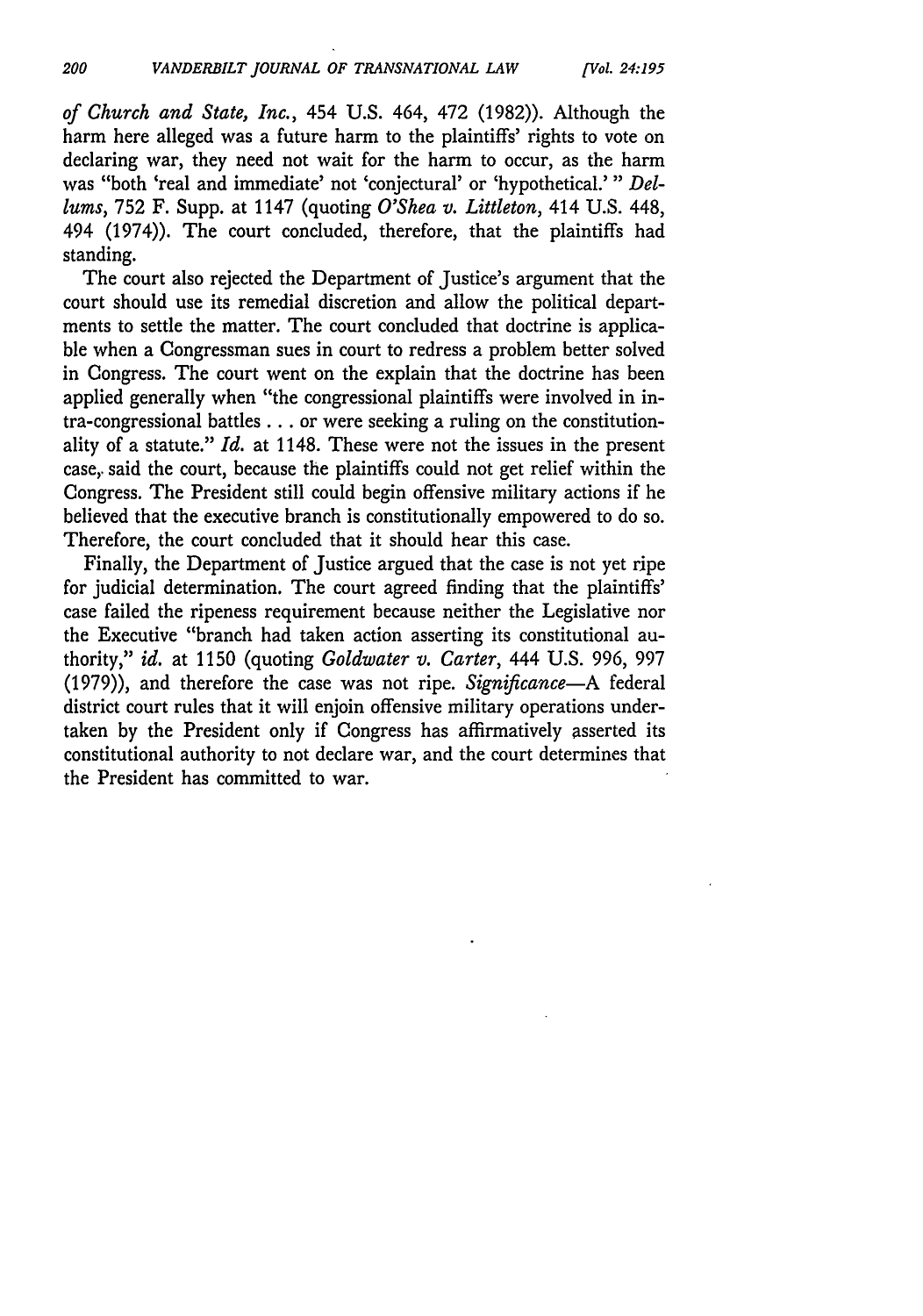*of Church and State, Inc.*, 454 U.S. 464, 472 (1982)). Although the harm here alleged was a future harm to the plaintiffs' rights to vote on declaring war, they need not wait for the harm to occur, as the harm was "both 'real and immediate' not 'conjectural' or 'hypothetical.' " *Dellums*, 752 F. Supp. at 1147 (quoting *O'Shea v. Littleton*, 414 U.S. 448, 494 (1974)). The court concluded, therefore, that the plaintiffs had standing.

The court also rejected the Department of Justice's argument that the court should use its remedial discretion and allow the political departments to settle the matter. The court concluded that doctrine is applicable when a Congressman sues in court to redress a problem better solved in Congress. The court went on the explain that the doctrine has been applied generally when "the congressional plaintiffs were involved in intra-congressional battles . . . or were seeking a ruling on the constitutionality of a statute." *Id.* at 1148. These were not the issues in the present case, said the court, because the plaintiffs could not get relief within the Congress. The President still could begin offensive military actions if he believed that the executive branch is constitutionally empowered to do so. Therefore, the court concluded that it should hear this case.

Finally, the Department of Justice argued that the case is not yet ripe for judicial determination. The court agreed finding that the plaintiffs' case failed the ripeness requirement because neither the Legislative nor the Executive "branch had taken action asserting its constitutional authority," *id.* at 1150 (quoting *Goldwater v. Carter*, 444 U.S. 996, 997 (1979)), and therefore the case was not ripe. *Significance*—A federal district court rules that it will enjoin offensive military operations undertaken by the President only if Congress has affirmatively asserted its constitutional authority to not declare war, and the court determines that the President has committed to war.